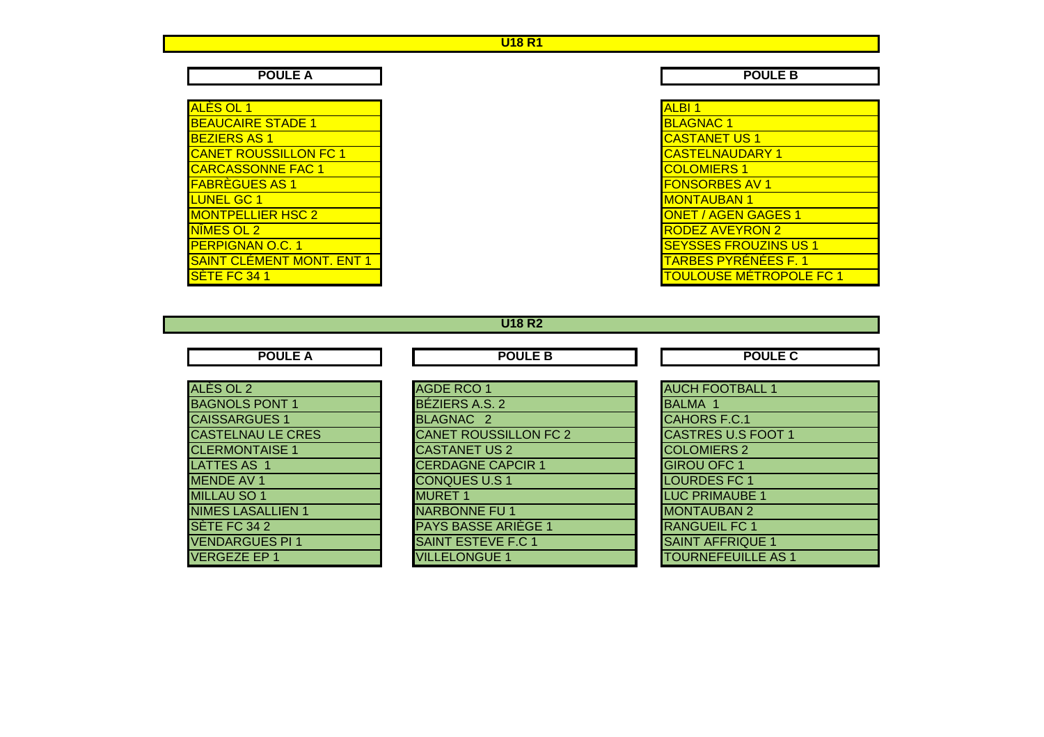# U18 R1

| POULE A | POULE B |
|---|---|
| ALÈS OL 1 | ALBI 1 |
| BEAUCAIRE STADE 1 | BLAGNAC 1 |
| BEZIERS AS 1 | CASTANET US 1 |
| CANET ROUSSILLON FC 1 | CASTELNAUDARY 1 |
| CARCASSONNE FAC 1 | COLOMIERS 1 |
| FABRÈGUES AS 1 | FONSORBES AV 1 |
| LUNEL GC 1 | MONTAUBAN 1 |
| MONTPELLIER HSC 2 | ONET / AGEN GAGES 1 |
| NÎMES OL 2 | RODEZ AVEYRON 2 |
| PERPIGNAN O.C. 1 | SEYSSES FROUZINS US 1 |
| SAINT CLÉMENT MONT. ENT 1 | TARBES PYRÉNÉES F. 1 |
| SÈTE FC 34 1 | TOULOUSE MÉTROPOLE FC 1 |

# U18 R2

| POULE A | POULE B | POULE C |
|---|---|---|
| ALÈS OL 2 | AGDE RCO 1 | AUCH FOOTBALL 1 |
| BAGNOLS PONT 1 | BÉZIERS A.S. 2 | BALMA 1 |
| CAISSARGUES 1 | BLAGNAC 2 | CAHORS F.C.1 |
| CASTELNAU LE CRES | CANET ROUSSILLON FC 2 | CASTRES U.S FOOT 1 |
| CLERMONTAISE 1 | CASTANET US 2 | COLOMIERS 2 |
| LATTES AS 1 | CERDAGNE CAPCIR 1 | GIROU OFC 1 |
| MENDE AV 1 | CONQUES U.S 1 | LOURDES FC 1 |
| MILLAU SO 1 | MURET 1 | LUC PRIMAUBE 1 |
| NIMES LASALLIEN 1 | NARBONNE FU 1 | MONTAUBAN 2 |
| SÈTE FC 34 2 | PAYS BASSE ARIÈGE 1 | RANGUEIL FC 1 |
| VENDARGUES PI 1 | SAINT ESTEVE F.C 1 | SAINT AFFRIQUE 1 |
| VERGEZE EP 1 | VILLELONGUE 1 | TOURNEFEUILLE AS 1 |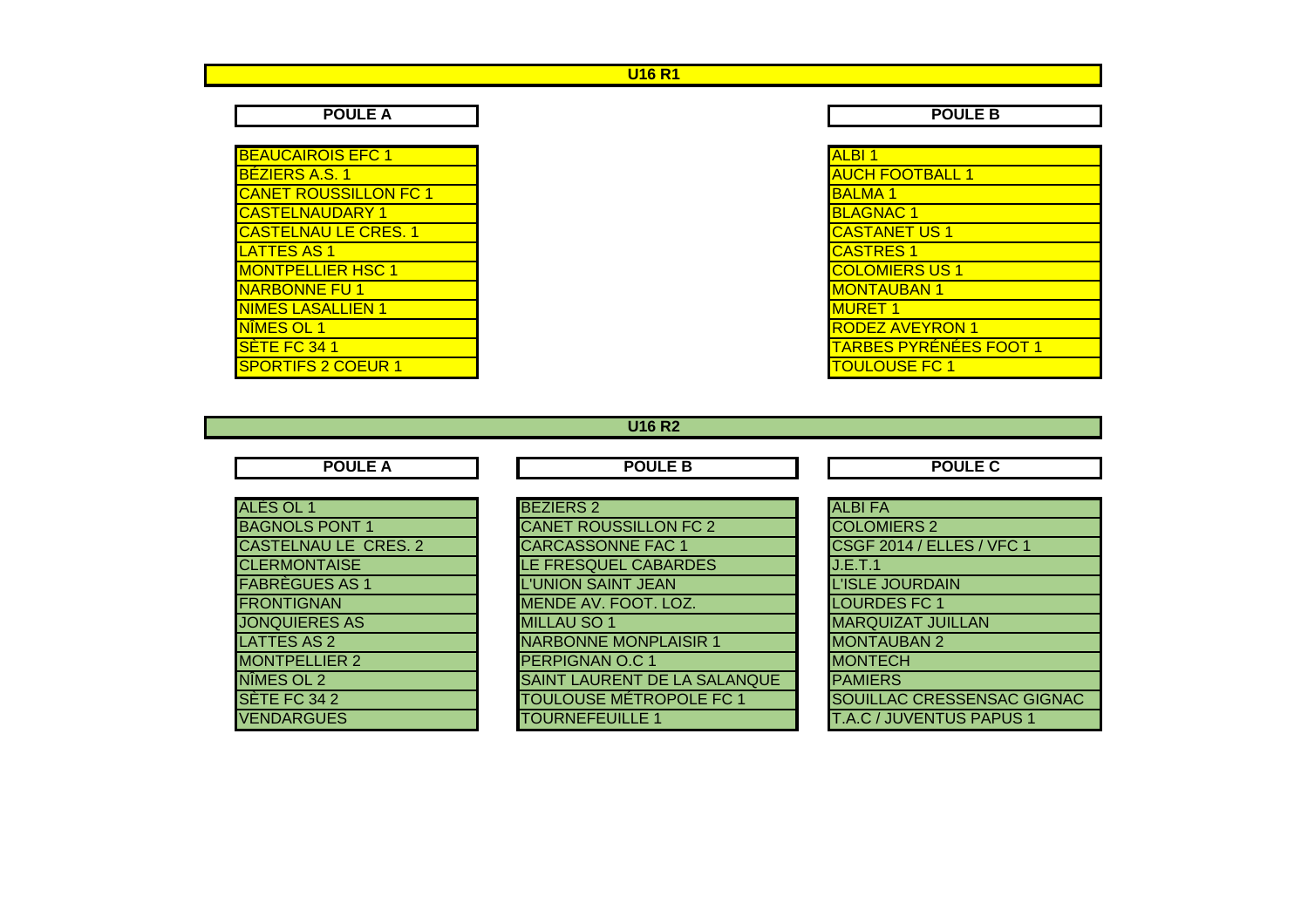## U16 R1

| POULE A | POULE B |
| --- | --- |
| BEAUCAIROIS EFC 1 | ALBI 1 |
| BÉZIERS A.S. 1 | AUCH FOOTBALL 1 |
| CANET ROUSSILLON FC 1 | BALMA 1 |
| CASTELNAUDARY 1 | BLAGNAC 1 |
| CASTELNAU LE CRES. 1 | CASTANET US 1 |
| LATTES AS 1 | CASTRES 1 |
| MONTPELLIER HSC 1 | COLOMIERS US 1 |
| NARBONNE FU 1 | MONTAUBAN 1 |
| NIMES LASALLIEN 1 | MURET 1 |
| NÎMES OL 1 | RODEZ AVEYRON 1 |
| SÈTE FC 34 1 | TARBES PYRÉNÉES FOOT 1 |
| SPORTIFS 2 COEUR 1 | TOULOUSE FC 1 |

## U16 R2

| POULE A | POULE B | POULE C |
| --- | --- | --- |
| ALÈS OL 1 | BEZIERS 2 | ALBI FA |
| BAGNOLS PONT 1 | CANET ROUSSILLON FC 2 | COLOMIERS 2 |
| CASTELNAU LE CRES. 2 | CARCASSONNE FAC 1 | CSGF 2014 / ELLES / VFC 1 |
| CLERMONTAISE | LE FRESQUEL CABARDES | J.E.T.1 |
| FABRÈGUES AS 1 | L'UNION SAINT JEAN | L'ISLE JOURDAIN |
| FRONTIGNAN | MENDE AV. FOOT. LOZ. | LOURDES FC 1 |
| JONQUIERES AS | MILLAU SO 1 | MARQUIZAT JUILLAN |
| LATTES AS 2 | NARBONNE MONPLAISIR 1 | MONTAUBAN 2 |
| MONTPELLIER 2 | PERPIGNAN O.C 1 | MONTECH |
| NÎMES OL 2 | SAINT LAURENT DE LA SALANQUE | PAMIERS |
| SÈTE FC 34 2 | TOULOUSE MÉTROPOLE FC 1 | SOUILLAC CRESSENSAC GIGNAC |
| VENDARGUES | TOURNEFEUILLE 1 | T.A.C / JUVENTUS PAPUS 1 |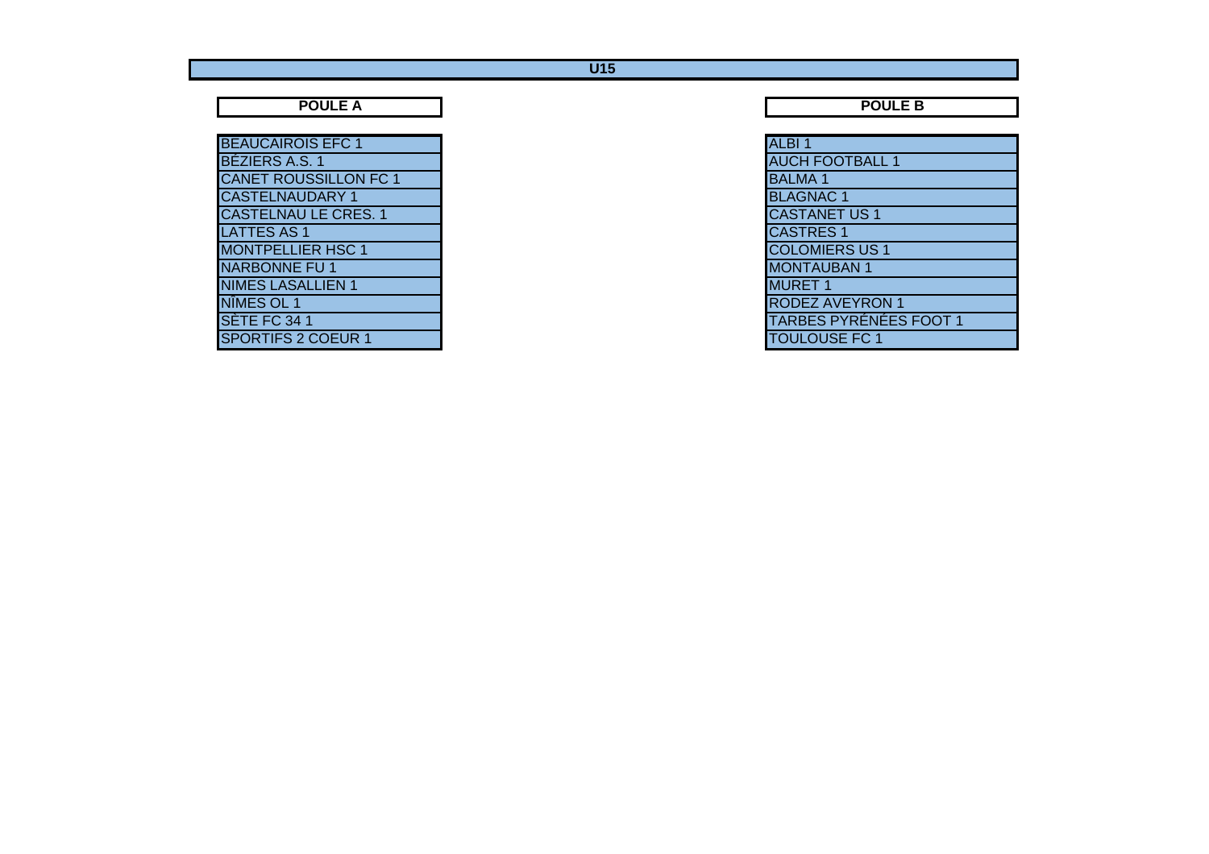# U15

| POULE A | POULE B |
| --- | --- |
| BEAUCAIROIS EFC 1 | ALBI 1 |
| BÉZIERS A.S. 1 | AUCH FOOTBALL 1 |
| CANET ROUSSILLON FC 1 | BALMA 1 |
| CASTELNAUDARY 1 | BLAGNAC 1 |
| CASTELNAU LE CRES. 1 | CASTANET US 1 |
| LATTES AS 1 | CASTRES 1 |
| MONTPELLIER HSC 1 | COLOMIERS US 1 |
| NARBONNE FU 1 | MONTAUBAN 1 |
| NIMES LASALLIEN 1 | MURET 1 |
| NÎMES OL 1 | RODEZ AVEYRON 1 |
| SÈTE FC 34 1 | TARBES PYRÉNÉES FOOT 1 |
| SPORTIFS 2 COEUR 1 | TOULOUSE FC 1 |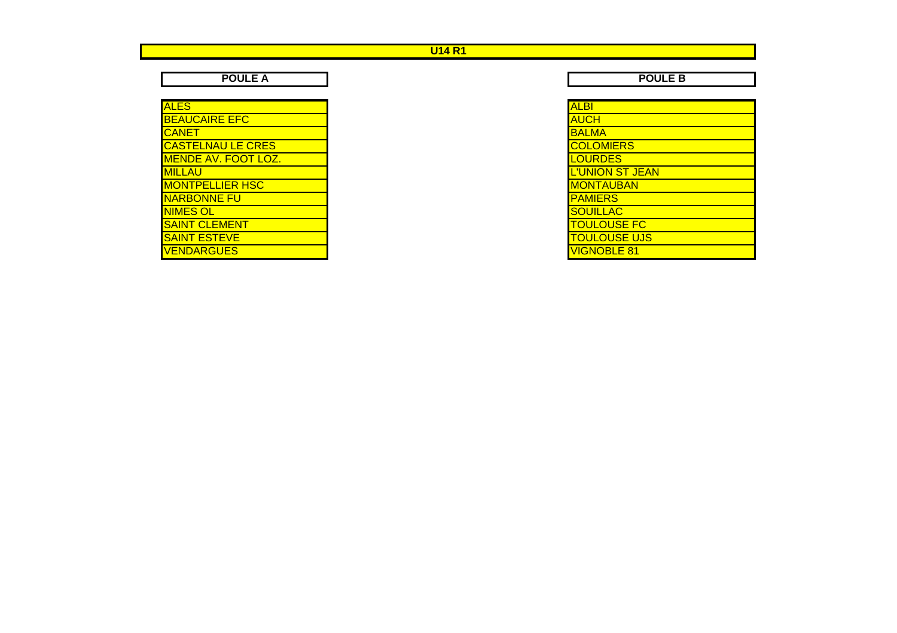# U14 R1

| POULE A | POULE B |
|---|---|
| ALES | ALBI |
| BEAUCAIRE EFC | AUCH |
| CANET | BALMA |
| CASTELNAU LE CRES | COLOMIERS |
| MENDE AV. FOOT LOZ. | LOURDES |
| MILLAU | L'UNION ST JEAN |
| MONTPELLIER HSC | MONTAUBAN |
| NARBONNE FU | PAMIERS |
| NIMES OL | SOUILLAC |
| SAINT CLEMENT | TOULOUSE FC |
| SAINT ESTEVE | TOULOUSE UJS |
| VENDARGUES | VIGNOBLE 81 |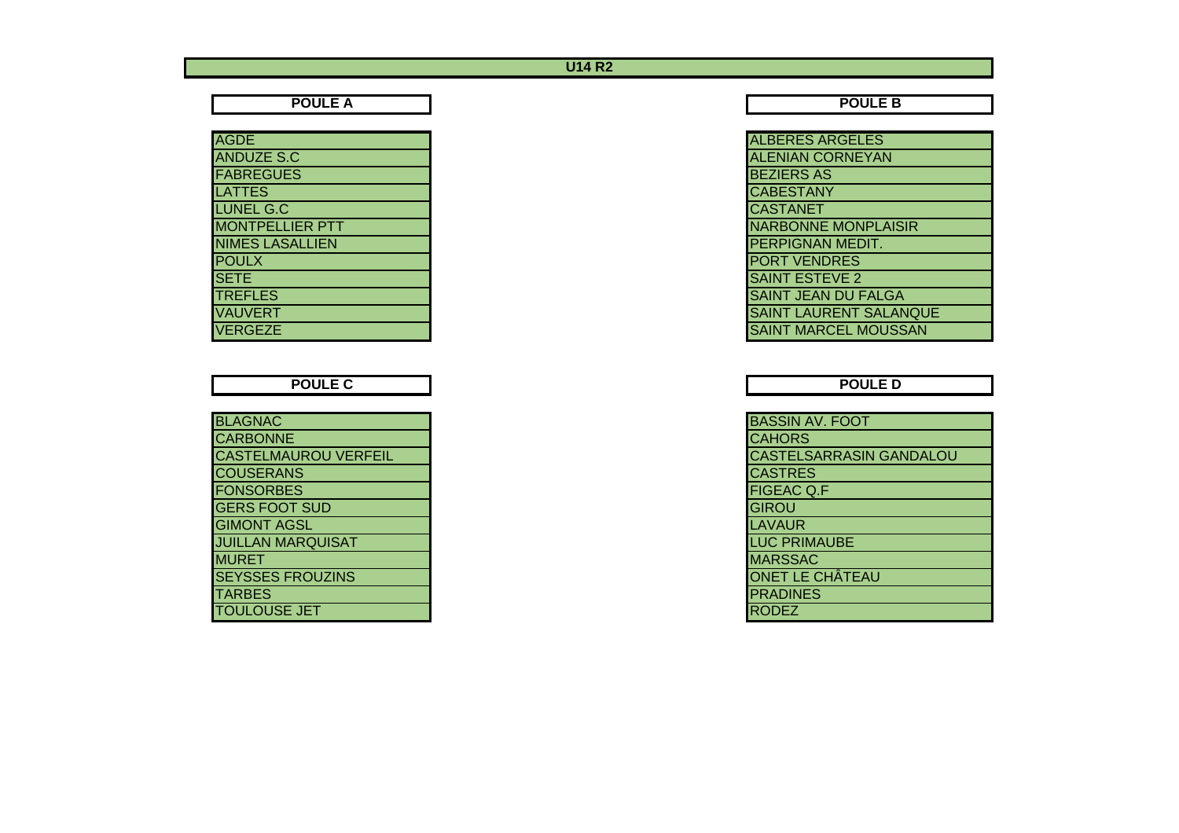# U14 R2

## POULE A

| |
|---|
| AGDE |
| ANDUZE S.C |
| FABREGUES |
| LATTES |
| LUNEL G.C |
| MONTPELLIER PTT |
| NIMES LASALLIEN |
| POULX |
| SETE |
| TREFLES |
| VAUVERT |
| VERGEZE |

## POULE B

| |
|---|
| ALBERES ARGELES |
| ALENIAN CORNEYAN |
| BEZIERS AS |
| CABESTANY |
| CASTANET |
| NARBONNE MONPLAISIR |
| PERPIGNAN MEDIT. |
| PORT VENDRES |
| SAINT ESTEVE 2 |
| SAINT JEAN DU FALGA |
| SAINT LAURENT SALANQUE |
| SAINT MARCEL MOUSSAN |

## POULE C

| |
|---|
| BLAGNAC |
| CARBONNE |
| CASTELMAUROU VERFEIL |
| COUSERANS |
| FONSORBES |
| GERS FOOT SUD |
| GIMONT AGSL |
| JUILLAN MARQUISAT |
| MURET |
| SEYSSES FROUZINS |
| TARBES |
| TOULOUSE JET |

## POULE D

| |
|---|
| BASSIN AV. FOOT |
| CAHORS |
| CASTELSARRASIN GANDALOU |
| CASTRES |
| FIGEAC Q.F |
| GIROU |
| LAVAUR |
| LUC PRIMAUBE |
| MARSSAC |
| ONET LE CHÂTEAU |
| PRADINES |
| RODEZ |